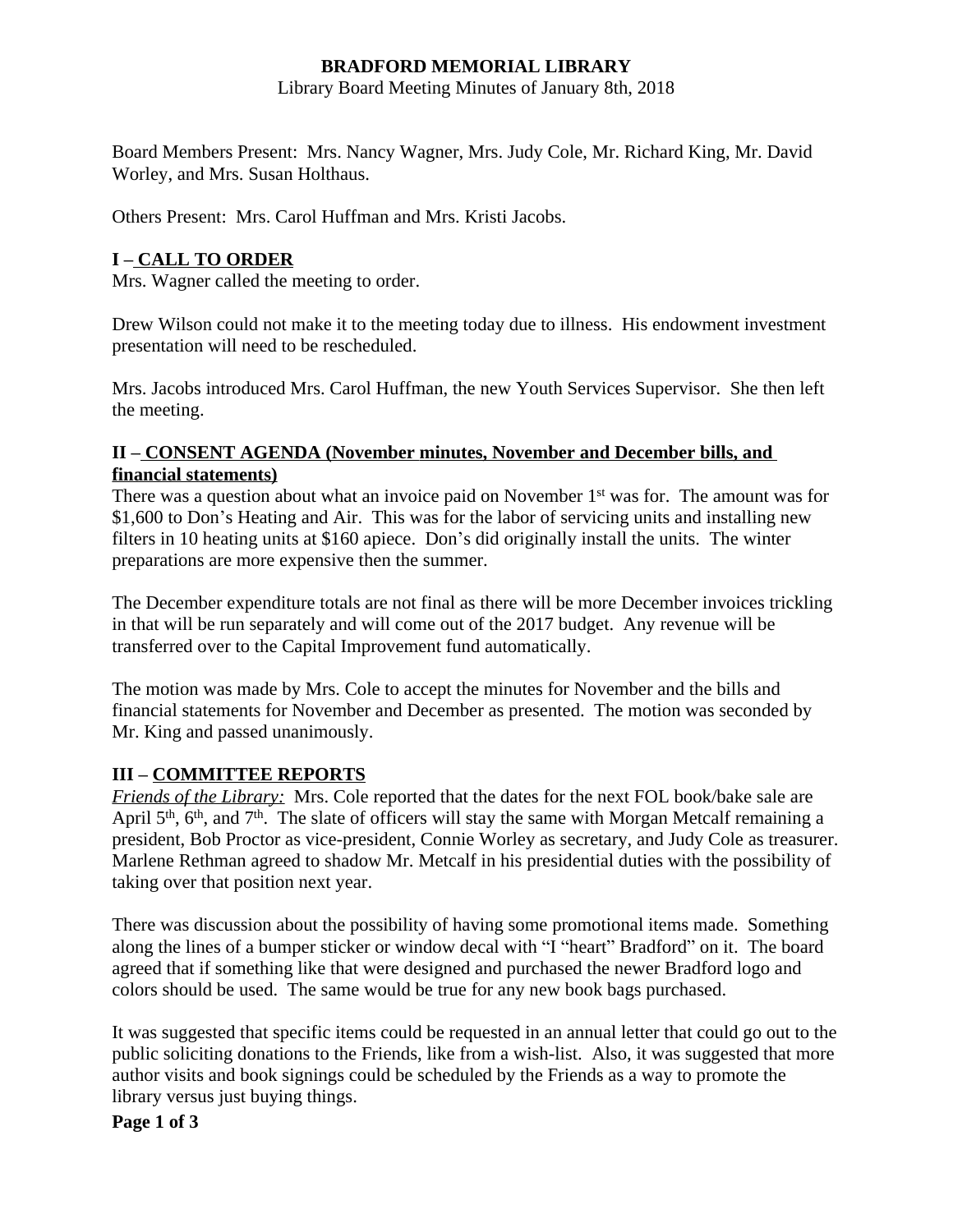# BRADFORD MEMORIAL LIBRARY

Library Board Meeting Minutes of January 8th, 2018

Board Members Present: Mrs. Nancy Wagner, Mrs. Judy Cole, Mr. Richard King, Mr. David Worley, and Mrs. Susan Holthaus.

Others Present: Mrs. Carol Huffman and Mrs. Kristi Jacobs.

## I – CALL TO ORDER

Mrs. Wagner called the meeting to order.

Drew Wilson could not make it to the meeting today due to illness. His endowment investment presentation will need to be rescheduled.

Mrs. Jacobs introduced Mrs. Carol Huffman, the new Youth Services Supervisor. She then left the meeting.

## II – CONSENT AGENDA (November minutes, November and December bills, and financial statements)

There was a question about what an invoice paid on November 1st was for. The amount was for $1,600 to Don's Heating and Air. This was for the labor of servicing units and installing new filters in 10 heating units at $160 apiece. Don's did originally install the units. The winter preparations are more expensive then the summer.

The December expenditure totals are not final as there will be more December invoices trickling in that will be run separately and will come out of the 2017 budget. Any revenue will be transferred over to the Capital Improvement fund automatically.

The motion was made by Mrs. Cole to accept the minutes for November and the bills and financial statements for November and December as presented. The motion was seconded by Mr. King and passed unanimously.

## III – COMMITTEE REPORTS

*Friends of the Library:* Mrs. Cole reported that the dates for the next FOL book/bake sale are April 5th, 6th, and 7th. The slate of officers will stay the same with Morgan Metcalf remaining a president, Bob Proctor as vice-president, Connie Worley as secretary, and Judy Cole as treasurer. Marlene Rethman agreed to shadow Mr. Metcalf in his presidential duties with the possibility of taking over that position next year.

There was discussion about the possibility of having some promotional items made. Something along the lines of a bumper sticker or window decal with "I "heart" Bradford" on it. The board agreed that if something like that were designed and purchased the newer Bradford logo and colors should be used. The same would be true for any new book bags purchased.

It was suggested that specific items could be requested in an annual letter that could go out to the public soliciting donations to the Friends, like from a wish-list. Also, it was suggested that more author visits and book signings could be scheduled by the Friends as a way to promote the library versus just buying things.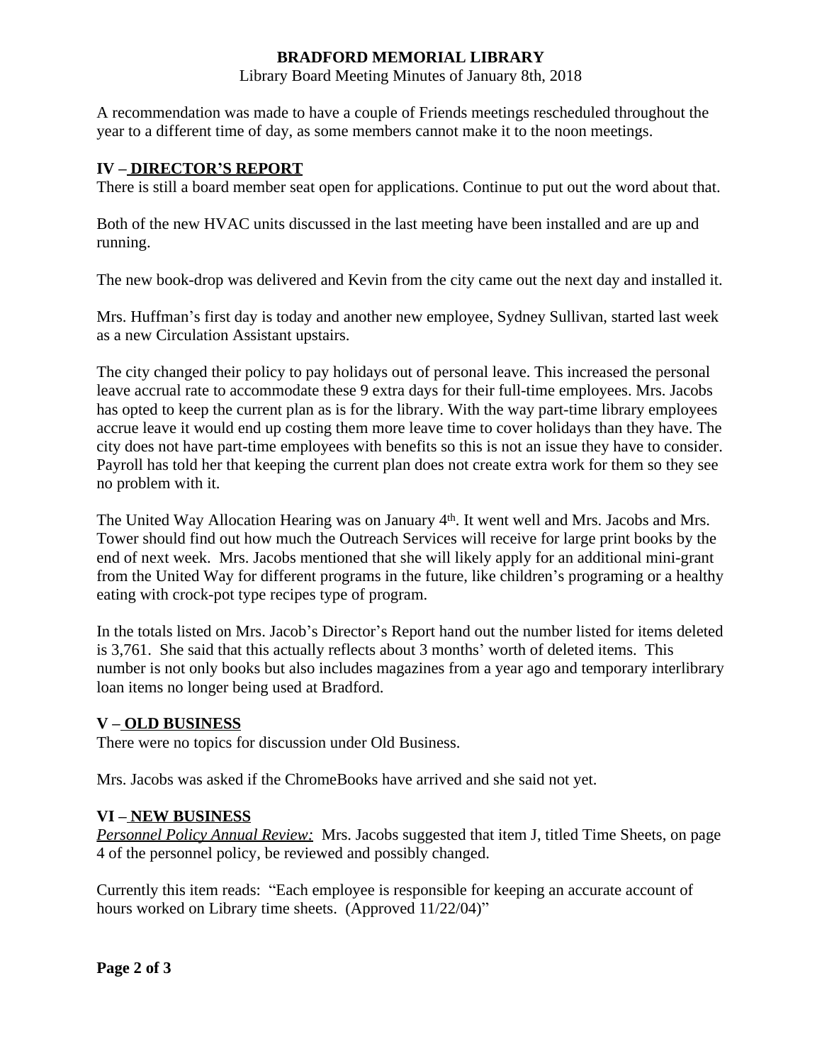A recommendation was made to have a couple of Friends meetings rescheduled throughout the year to a different time of day, as some members cannot make it to the noon meetings.

## IV – DIRECTOR'S REPORT

There is still a board member seat open for applications. Continue to put out the word about that.

Both of the new HVAC units discussed in the last meeting have been installed and are up and running.

The new book-drop was delivered and Kevin from the city came out the next day and installed it.

Mrs. Huffman's first day is today and another new employee, Sydney Sullivan, started last week as a new Circulation Assistant upstairs.

The city changed their policy to pay holidays out of personal leave. This increased the personal leave accrual rate to accommodate these 9 extra days for their full-time employees. Mrs. Jacobs has opted to keep the current plan as is for the library. With the way part-time library employees accrue leave it would end up costing them more leave time to cover holidays than they have. The city does not have part-time employees with benefits so this is not an issue they have to consider. Payroll has told her that keeping the current plan does not create extra work for them so they see no problem with it.

The United Way Allocation Hearing was on January 4th. It went well and Mrs. Jacobs and Mrs. Tower should find out how much the Outreach Services will receive for large print books by the end of next week. Mrs. Jacobs mentioned that she will likely apply for an additional mini-grant from the United Way for different programs in the future, like children's programing or a healthy eating with crock-pot type recipes type of program.

In the totals listed on Mrs. Jacob's Director's Report hand out the number listed for items deleted is 3,761. She said that this actually reflects about 3 months' worth of deleted items. This number is not only books but also includes magazines from a year ago and temporary interlibrary loan items no longer being used at Bradford.

## V – OLD BUSINESS

There were no topics for discussion under Old Business.

Mrs. Jacobs was asked if the ChromeBooks have arrived and she said not yet.

## VI – NEW BUSINESS

*Personnel Policy Annual Review:* Mrs. Jacobs suggested that item J, titled Time Sheets, on page 4 of the personnel policy, be reviewed and possibly changed.

Currently this item reads: "Each employee is responsible for keeping an accurate account of hours worked on Library time sheets. (Approved 11/22/04)"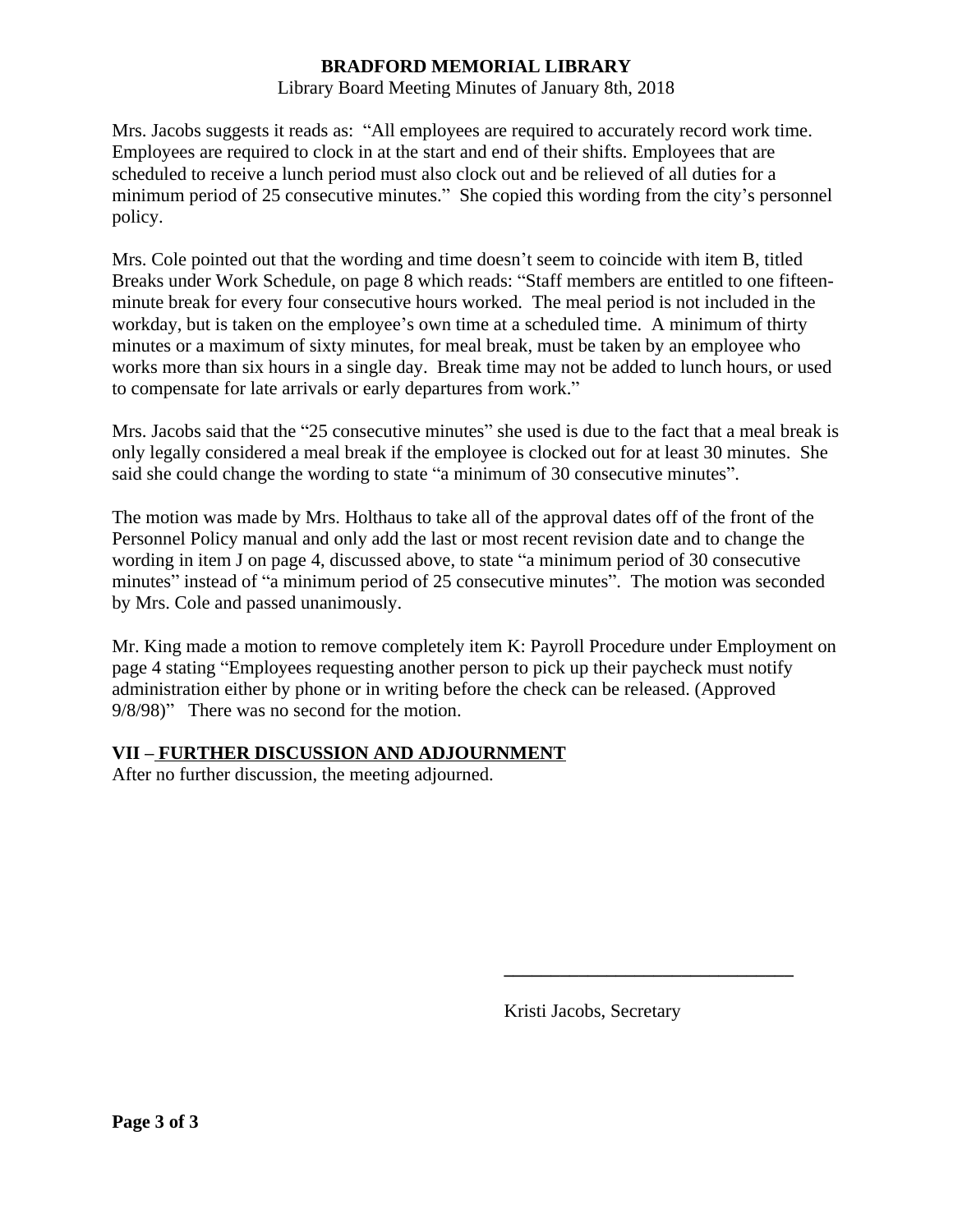Mrs. Jacobs suggests it reads as: "All employees are required to accurately record work time. Employees are required to clock in at the start and end of their shifts. Employees that are scheduled to receive a lunch period must also clock out and be relieved of all duties for a minimum period of 25 consecutive minutes." She copied this wording from the city's personnel policy.

Mrs. Cole pointed out that the wording and time doesn't seem to coincide with item B, titled Breaks under Work Schedule, on page 8 which reads: "Staff members are entitled to one fifteen-minute break for every four consecutive hours worked. The meal period is not included in the workday, but is taken on the employee's own time at a scheduled time. A minimum of thirty minutes or a maximum of sixty minutes, for meal break, must be taken by an employee who works more than six hours in a single day. Break time may not be added to lunch hours, or used to compensate for late arrivals or early departures from work."

Mrs. Jacobs said that the "25 consecutive minutes" she used is due to the fact that a meal break is only legally considered a meal break if the employee is clocked out for at least 30 minutes. She said she could change the wording to state "a minimum of 30 consecutive minutes".

The motion was made by Mrs. Holthaus to take all of the approval dates off of the front of the Personnel Policy manual and only add the last or most recent revision date and to change the wording in item J on page 4, discussed above, to state "a minimum period of 30 consecutive minutes" instead of "a minimum period of 25 consecutive minutes". The motion was seconded by Mrs. Cole and passed unanimously.

Mr. King made a motion to remove completely item K: Payroll Procedure under Employment on page 4 stating "Employees requesting another person to pick up their paycheck must notify administration either by phone or in writing before the check can be released. (Approved 9/8/98)" There was no second for the motion.

## VII – FURTHER DISCUSSION AND ADJOURNMENT

After no further discussion, the meeting adjourned.

\_\_\_\_\_\_\_\_\_\_\_\_\_\_\_\_\_\_\_\_\_\_\_\_\_\_\_\_\_\_\_\_

Kristi Jacobs, Secretary